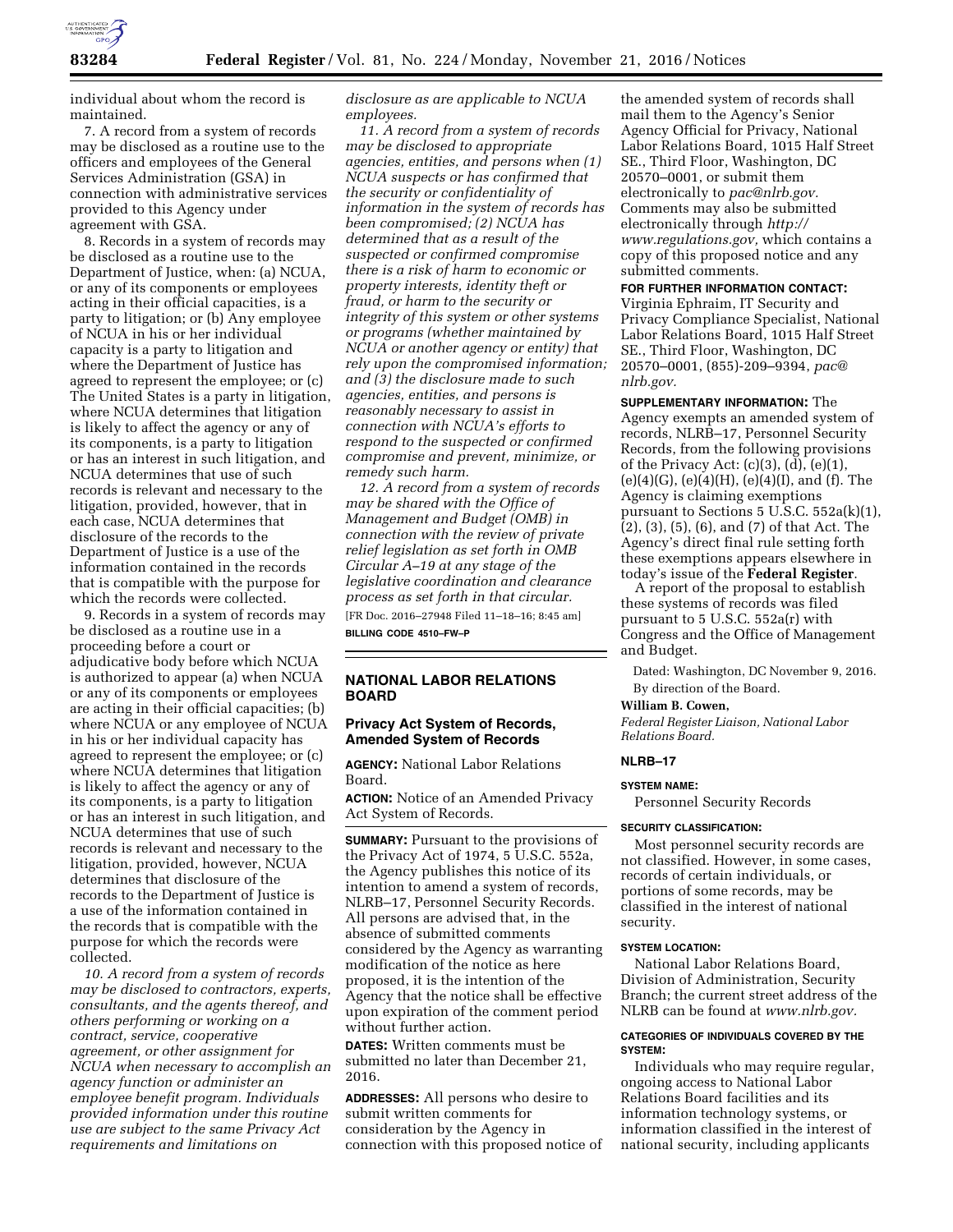individual about whom the record is maintained.

7. A record from a system of records may be disclosed as a routine use to the officers and employees of the General Services Administration (GSA) in connection with administrative services provided to this Agency under agreement with GSA.

8. Records in a system of records may be disclosed as a routine use to the Department of Justice, when: (a) NCUA, or any of its components or employees acting in their official capacities, is a party to litigation; or (b) Any employee of NCUA in his or her individual capacity is a party to litigation and where the Department of Justice has agreed to represent the employee; or (c) The United States is a party in litigation, where NCUA determines that litigation is likely to affect the agency or any of its components, is a party to litigation or has an interest in such litigation, and NCUA determines that use of such records is relevant and necessary to the litigation, provided, however, that in each case, NCUA determines that disclosure of the records to the Department of Justice is a use of the information contained in the records that is compatible with the purpose for which the records were collected.

9. Records in a system of records may be disclosed as a routine use in a proceeding before a court or adjudicative body before which NCUA is authorized to appear (a) when NCUA or any of its components or employees are acting in their official capacities; (b) where NCUA or any employee of NCUA in his or her individual capacity has agreed to represent the employee; or (c) where NCUA determines that litigation is likely to affect the agency or any of its components, is a party to litigation or has an interest in such litigation, and NCUA determines that use of such records is relevant and necessary to the litigation, provided, however, NCUA determines that disclosure of the records to the Department of Justice is a use of the information contained in the records that is compatible with the purpose for which the records were collected.

*10. A record from a system of records may be disclosed to contractors, experts, consultants, and the agents thereof, and others performing or working on a contract, service, cooperative agreement, or other assignment for NCUA when necessary to accomplish an agency function or administer an employee benefit program. Individuals provided information under this routine use are subject to the same Privacy Act requirements and limitations on disclosure as are applicable to NCUA employees.*

*11. A record from a system of records may be disclosed to appropriate agencies, entities, and persons when (1) NCUA suspects or has confirmed that the security or confidentiality of information in the system of records has been compromised; (2) NCUA has determined that as a result of the suspected or confirmed compromise there is a risk of harm to economic or property interests, identity theft or fraud, or harm to the security or integrity of this system or other systems or programs (whether maintained by NCUA or another agency or entity) that rely upon the compromised information; and (3) the disclosure made to such agencies, entities, and persons is reasonably necessary to assist in connection with NCUA's efforts to respond to the suspected or confirmed compromise and prevent, minimize, or remedy such harm.*

*12. A record from a system of records may be shared with the Office of Management and Budget (OMB) in connection with the review of private relief legislation as set forth in OMB Circular A–19 at any stage of the legislative coordination and clearance process as set forth in that circular.*

[FR Doc. 2016–27948 Filed 11–18–16; 8:45 am]

**BILLING CODE 4510–FW–P**

## NATIONAL LABOR RELATIONS BOARD

### Privacy Act System of Records, Amended System of Records

**AGENCY:** National Labor Relations Board.

**ACTION:** Notice of an Amended Privacy Act System of Records.

**SUMMARY:** Pursuant to the provisions of the Privacy Act of 1974, 5 U.S.C. 552a, the Agency publishes this notice of its intention to amend a system of records, NLRB–17, Personnel Security Records. All persons are advised that, in the absence of submitted comments considered by the Agency as warranting modification of the notice as here proposed, it is the intention of the Agency that the notice shall be effective upon expiration of the comment period without further action.

**DATES:** Written comments must be submitted no later than December 21, 2016.

**ADDRESSES:** All persons who desire to submit written comments for consideration by the Agency in connection with this proposed notice of the amended system of records shall mail them to the Agency's Senior Agency Official for Privacy, National Labor Relations Board, 1015 Half Street SE., Third Floor, Washington, DC 20570–0001, or submit them electronically to *pac@nlrb.gov*. Comments may also be submitted electronically through *http://www.regulations.gov,* which contains a copy of this proposed notice and any submitted comments.

**FOR FURTHER INFORMATION CONTACT:** Virginia Ephraim, IT Security and Privacy Compliance Specialist, National Labor Relations Board, 1015 Half Street SE., Third Floor, Washington, DC 20570–0001, (855)-209–9394, *pac@nlrb.gov*.

**SUPPLEMENTARY INFORMATION:** The Agency exempts an amended system of records, NLRB–17, Personnel Security Records, from the following provisions of the Privacy Act: (c)(3), (d), (e)(1), (e)(4)(G), (e)(4)(H), (e)(4)(I), and (f). The Agency is claiming exemptions pursuant to Sections 5 U.S.C. 552a(k)(1), (2), (3), (5), (6), and (7) of that Act. The Agency's direct final rule setting forth these exemptions appears elsewhere in today's issue of the **Federal Register**.

A report of the proposal to establish these systems of records was filed pursuant to 5 U.S.C. 552a(r) with Congress and the Office of Management and Budget.

Dated: Washington, DC November 9, 2016.

By direction of the Board.

**William B. Cowen,**

*Federal Register Liaison, National Labor Relations Board.*

#### NLRB–17

**SYSTEM NAME:**

Personnel Security Records

**SECURITY CLASSIFICATION:**

Most personnel security records are not classified. However, in some cases, records of certain individuals, or portions of some records, may be classified in the interest of national security.

**SYSTEM LOCATION:**

National Labor Relations Board, Division of Administration, Security Branch; the current street address of the NLRB can be found at *www.nlrb.gov*.

**CATEGORIES OF INDIVIDUALS COVERED BY THE SYSTEM:**

Individuals who may require regular, ongoing access to National Labor Relations Board facilities and its information technology systems, or information classified in the interest of national security, including applicants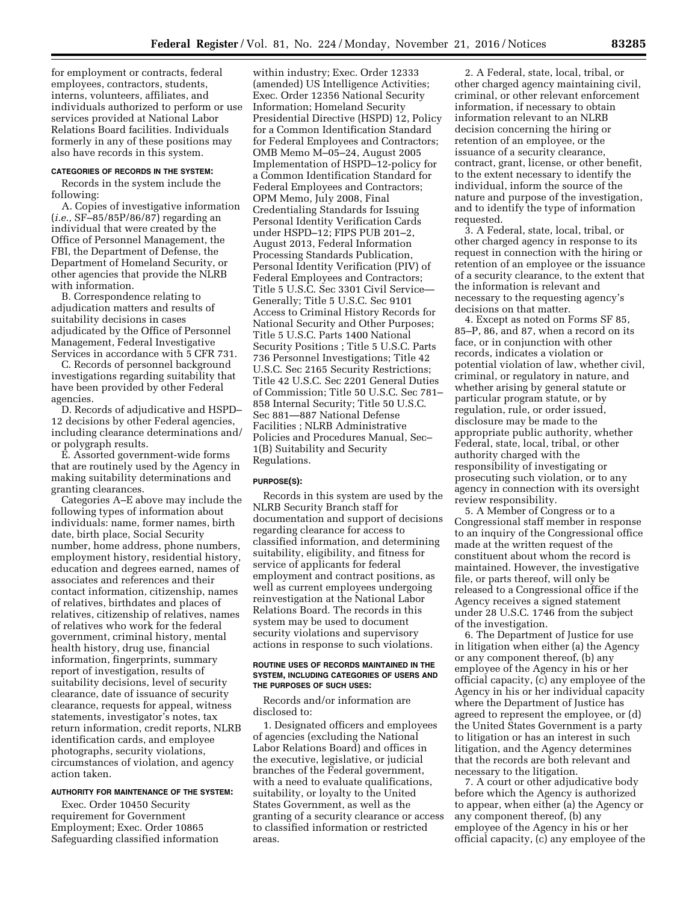for employment or contracts, federal employees, contractors, students, interns, volunteers, affiliates, and individuals authorized to perform or use services provided at National Labor Relations Board facilities. Individuals formerly in any of these positions may also have records in this system.

#### CATEGORIES OF RECORDS IN THE SYSTEM:

Records in the system include the following:

A. Copies of investigative information (*i.e.,* SF–85/85P/86/87) regarding an individual that were created by the Office of Personnel Management, the FBI, the Department of Defense, the Department of Homeland Security, or other agencies that provide the NLRB with information.

B. Correspondence relating to adjudication matters and results of suitability decisions in cases adjudicated by the Office of Personnel Management, Federal Investigative Services in accordance with 5 CFR 731.

C. Records of personnel background investigations regarding suitability that have been provided by other Federal agencies.

D. Records of adjudicative and HSPD–12 decisions by other Federal agencies, including clearance determinations and/or polygraph results.

E. Assorted government-wide forms that are routinely used by the Agency in making suitability determinations and granting clearances.

Categories A–E above may include the following types of information about individuals: name, former names, birth date, birth place, Social Security number, home address, phone numbers, employment history, residential history, education and degrees earned, names of associates and references and their contact information, citizenship, names of relatives, birthdates and places of relatives, citizenship of relatives, names of relatives who work for the federal government, criminal history, mental health history, drug use, financial information, fingerprints, summary report of investigation, results of suitability decisions, level of security clearance, date of issuance of security clearance, requests for appeal, witness statements, investigator's notes, tax return information, credit reports, NLRB identification cards, and employee photographs, security violations, circumstances of violation, and agency action taken.

#### AUTHORITY FOR MAINTENANCE OF THE SYSTEM:

Exec. Order 10450 Security requirement for Government Employment; Exec. Order 10865 Safeguarding classified information within industry; Exec. Order 12333 (amended) US Intelligence Activities; Exec. Order 12356 National Security Information; Homeland Security Presidential Directive (HSPD) 12, Policy for a Common Identification Standard for Federal Employees and Contractors; OMB Memo M–05–24, August 2005 Implementation of HSPD–12-policy for a Common Identification Standard for Federal Employees and Contractors; OPM Memo, July 2008, Final Credentialing Standards for Issuing Personal Identity Verification Cards under HSPD–12; FIPS PUB 201–2, August 2013, Federal Information Processing Standards Publication, Personal Identity Verification (PIV) of Federal Employees and Contractors; Title 5 U.S.C. Sec 3301 Civil Service—Generally; Title 5 U.S.C. Sec 9101 Access to Criminal History Records for National Security and Other Purposes; Title 5 U.S.C. Parts 1400 National Security Positions ; Title 5 U.S.C. Parts 736 Personnel Investigations; Title 42 U.S.C. Sec 2165 Security Restrictions; Title 42 U.S.C. Sec 2201 General Duties of Commission; Title 50 U.S.C. Sec 781–858 Internal Security; Title 50 U.S.C. Sec 881—887 National Defense Facilities ; NLRB Administrative Policies and Procedures Manual, Sec–1(B) Suitability and Security Regulations.

#### PURPOSE(S):

Records in this system are used by the NLRB Security Branch staff for documentation and support of decisions regarding clearance for access to classified information, and determining suitability, eligibility, and fitness for service of applicants for federal employment and contract positions, as well as current employees undergoing reinvestigation at the National Labor Relations Board. The records in this system may be used to document security violations and supervisory actions in response to such violations.

#### ROUTINE USES OF RECORDS MAINTAINED IN THE SYSTEM, INCLUDING CATEGORIES OF USERS AND THE PURPOSES OF SUCH USES:

Records and/or information are disclosed to:

1. Designated officers and employees of agencies (excluding the National Labor Relations Board) and offices in the executive, legislative, or judicial branches of the Federal government, with a need to evaluate qualifications, suitability, or loyalty to the United States Government, as well as the granting of a security clearance or access to classified information or restricted areas.

2. A Federal, state, local, tribal, or other charged agency maintaining civil, criminal, or other relevant enforcement information, if necessary to obtain information relevant to an NLRB decision concerning the hiring or retention of an employee, or the issuance of a security clearance, contract, grant, license, or other benefit, to the extent necessary to identify the individual, inform the source of the nature and purpose of the investigation, and to identify the type of information requested.

3. A Federal, state, local, tribal, or other charged agency in response to its request in connection with the hiring or retention of an employee or the issuance of a security clearance, to the extent that the information is relevant and necessary to the requesting agency's decisions on that matter.

4. Except as noted on Forms SF 85, 85–P, 86, and 87, when a record on its face, or in conjunction with other records, indicates a violation or potential violation of law, whether civil, criminal, or regulatory in nature, and whether arising by general statute or particular program statute, or by regulation, rule, or order issued, disclosure may be made to the appropriate public authority, whether Federal, state, local, tribal, or other authority charged with the responsibility of investigating or prosecuting such violation, or to any agency in connection with its oversight review responsibility.

5. A Member of Congress or to a Congressional staff member in response to an inquiry of the Congressional office made at the written request of the constituent about whom the record is maintained. However, the investigative file, or parts thereof, will only be released to a Congressional office if the Agency receives a signed statement under 28 U.S.C. 1746 from the subject of the investigation.

6. The Department of Justice for use in litigation when either (a) the Agency or any component thereof, (b) any employee of the Agency in his or her official capacity, (c) any employee of the Agency in his or her individual capacity where the Department of Justice has agreed to represent the employee, or (d) the United States Government is a party to litigation or has an interest in such litigation, and the Agency determines that the records are both relevant and necessary to the litigation.

7. A court or other adjudicative body before which the Agency is authorized to appear, when either (a) the Agency or any component thereof, (b) any employee of the Agency in his or her official capacity, (c) any employee of the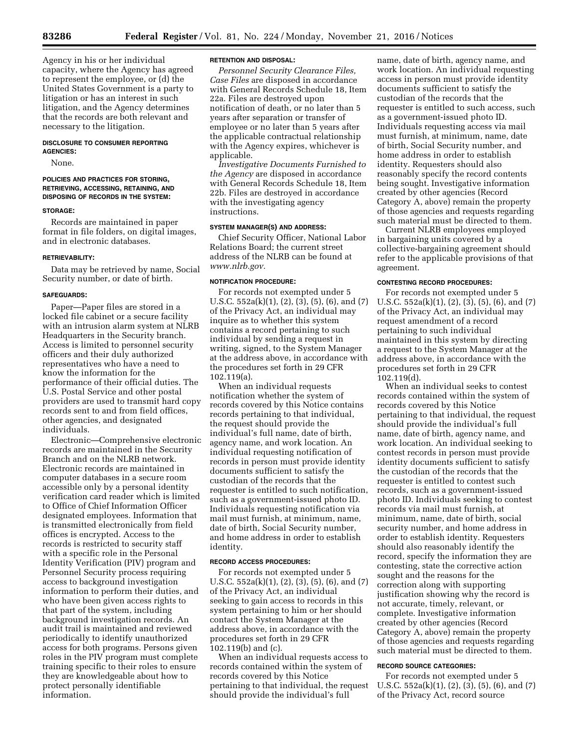Agency in his or her individual capacity, where the Agency has agreed to represent the employee, or (d) the United States Government is a party to litigation or has an interest in such litigation, and the Agency determines that the records are both relevant and necessary to the litigation.

#### DISCLOSURE TO CONSUMER REPORTING AGENCIES:

None.

#### POLICIES AND PRACTICES FOR STORING, RETRIEVING, ACCESSING, RETAINING, AND DISPOSING OF RECORDS IN THE SYSTEM:

#### STORAGE:

Records are maintained in paper format in file folders, on digital images, and in electronic databases.

#### RETRIEVABILITY:

Data may be retrieved by name, Social Security number, or date of birth.

#### SAFEGUARDS:

Paper—Paper files are stored in a locked file cabinet or a secure facility with an intrusion alarm system at NLRB Headquarters in the Security branch. Access is limited to personnel security officers and their duly authorized representatives who have a need to know the information for the performance of their official duties. The U.S. Postal Service and other postal providers are used to transmit hard copy records sent to and from field offices, other agencies, and designated individuals.

Electronic—Comprehensive electronic records are maintained in the Security Branch and on the NLRB network. Electronic records are maintained in computer databases in a secure room accessible only by a personal identity verification card reader which is limited to Office of Chief Information Officer designated employees. Information that is transmitted electronically from field offices is encrypted. Access to the records is restricted to security staff with a specific role in the Personal Identity Verification (PIV) program and Personnel Security process requiring access to background investigation information to perform their duties, and who have been given access rights to that part of the system, including background investigation records. An audit trail is maintained and reviewed periodically to identify unauthorized access for both programs. Persons given roles in the PIV program must complete training specific to their roles to ensure they are knowledgeable about how to protect personally identifiable information.

#### RETENTION AND DISPOSAL:

*Personnel Security Clearance Files, Case Files* are disposed in accordance with General Records Schedule 18, Item 22a. Files are destroyed upon notification of death, or no later than 5 years after separation or transfer of employee or no later than 5 years after the applicable contractual relationship with the Agency expires, whichever is applicable.

*Investigative Documents Furnished to the Agency* are disposed in accordance with General Records Schedule 18, Item 22b. Files are destroyed in accordance with the investigating agency instructions.

#### SYSTEM MANAGER(S) AND ADDRESS:

Chief Security Officer, National Labor Relations Board; the current street address of the NLRB can be found at *www.nlrb.gov*.

#### NOTIFICATION PROCEDURE:

For records not exempted under 5 U.S.C. 552a(k)(1), (2), (3), (5), (6), and (7) of the Privacy Act, an individual may inquire as to whether this system contains a record pertaining to such individual by sending a request in writing, signed, to the System Manager at the address above, in accordance with the procedures set forth in 29 CFR 102.119(a).

When an individual requests notification whether the system of records covered by this Notice contains records pertaining to that individual, the request should provide the individual's full name, date of birth, agency name, and work location. An individual requesting notification of records in person must provide identity documents sufficient to satisfy the custodian of the records that the requester is entitled to such notification, such as a government-issued photo ID. Individuals requesting notification via mail must furnish, at minimum, name, date of birth, Social Security number, and home address in order to establish identity.

#### RECORD ACCESS PROCEDURES:

For records not exempted under 5 U.S.C. 552a(k)(1), (2), (3), (5), (6), and (7) of the Privacy Act, an individual seeking to gain access to records in this system pertaining to him or her should contact the System Manager at the address above, in accordance with the procedures set forth in 29 CFR 102.119(b) and (c).

When an individual requests access to records contained within the system of records covered by this Notice pertaining to that individual, the request should provide the individual's full name, date of birth, agency name, and work location. An individual requesting access in person must provide identity documents sufficient to satisfy the custodian of the records that the requester is entitled to such access, such as a government-issued photo ID. Individuals requesting access via mail must furnish, at minimum, name, date of birth, Social Security number, and home address in order to establish identity. Requesters should also reasonably specify the record contents being sought. Investigative information created by other agencies (Record Category A, above) remain the property of those agencies and requests regarding such material must be directed to them.

Current NLRB employees employed in bargaining units covered by a collective-bargaining agreement should refer to the applicable provisions of that agreement.

#### CONTESTING RECORD PROCEDURES:

For records not exempted under 5 U.S.C. 552a(k)(1), (2), (3), (5), (6), and (7) of the Privacy Act, an individual may request amendment of a record pertaining to such individual maintained in this system by directing a request to the System Manager at the address above, in accordance with the procedures set forth in 29 CFR 102.119(d).

When an individual seeks to contest records contained within the system of records covered by this Notice pertaining to that individual, the request should provide the individual's full name, date of birth, agency name, and work location. An individual seeking to contest records in person must provide identity documents sufficient to satisfy the custodian of the records that the requester is entitled to contest such records, such as a government-issued photo ID. Individuals seeking to contest records via mail must furnish, at minimum, name, date of birth, social security number, and home address in order to establish identity. Requesters should also reasonably identify the record, specify the information they are contesting, state the corrective action sought and the reasons for the correction along with supporting justification showing why the record is not accurate, timely, relevant, or complete. Investigative information created by other agencies (Record Category A, above) remain the property of those agencies and requests regarding such material must be directed to them.

#### RECORD SOURCE CATEGORIES:

For records not exempted under 5 U.S.C. 552a(k)(1), (2), (3), (5), (6), and (7) of the Privacy Act, record source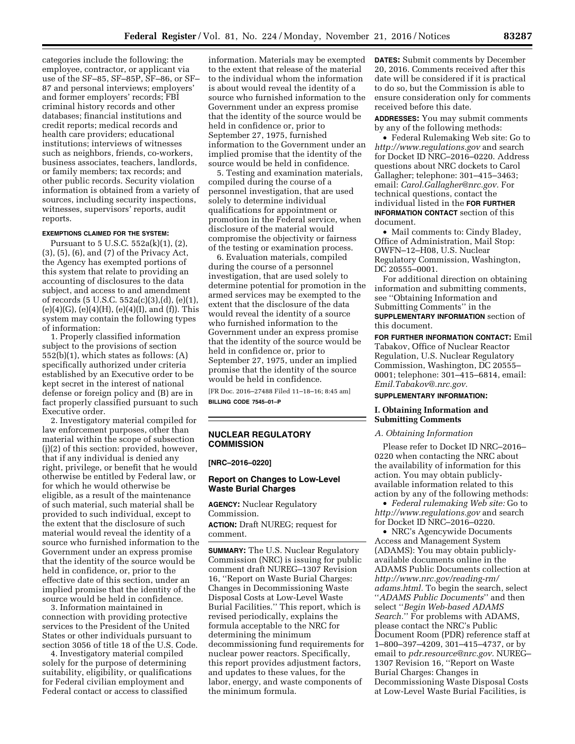categories include the following: the employee, contractor, or applicant via use of the SF–85, SF–85P, SF–86, or SF–87 and personal interviews; employers' and former employers' records; FBI criminal history records and other databases; financial institutions and credit reports; medical records and health care providers; educational institutions; interviews of witnesses such as neighbors, friends, co-workers, business associates, teachers, landlords, or family members; tax records; and other public records. Security violation information is obtained from a variety of sources, including security inspections, witnesses, supervisors' reports, audit reports.

#### EXEMPTIONS CLAIMED FOR THE SYSTEM:

Pursuant to 5 U.S.C. 552a(k)(1), (2), (3), (5), (6), and (7) of the Privacy Act, the Agency has exempted portions of this system that relate to providing an accounting of disclosures to the data subject, and access to and amendment of records (5 U.S.C. 552a(c)(3),(d), (e)(1), (e)(4)(G), (e)(4)(H), (e)(4)(I), and (f)). This system may contain the following types of information:

1. Properly classified information subject to the provisions of section 552(b)(1), which states as follows: (A) specifically authorized under criteria established by an Executive order to be kept secret in the interest of national defense or foreign policy and (B) are in fact properly classified pursuant to such Executive order.

2. Investigatory material compiled for law enforcement purposes, other than material within the scope of subsection (j)(2) of this section: provided, however, that if any individual is denied any right, privilege, or benefit that he would otherwise be entitled by Federal law, or for which he would otherwise be eligible, as a result of the maintenance of such material, such material shall be provided to such individual, except to the extent that the disclosure of such material would reveal the identity of a source who furnished information to the Government under an express promise that the identity of the source would be held in confidence, or, prior to the effective date of this section, under an implied promise that the identity of the source would be held in confidence.

3. Information maintained in connection with providing protective services to the President of the United States or other individuals pursuant to section 3056 of title 18 of the U.S. Code.

4. Investigatory material compiled solely for the purpose of determining suitability, eligibility, or qualifications for Federal civilian employment and Federal contact or access to classified information. Materials may be exempted to the extent that release of the material to the individual whom the information is about would reveal the identity of a source who furnished information to the Government under an express promise that the identity of the source would be held in confidence or, prior to September 27, 1975, furnished information to the Government under an implied promise that the identity of the source would be held in confidence.

5. Testing and examination materials, compiled during the course of a personnel investigation, that are used solely to determine individual qualifications for appointment or promotion in the Federal service, when disclosure of the material would compromise the objectivity or fairness of the testing or examination process.

6. Evaluation materials, compiled during the course of a personnel investigation, that are used solely to determine potential for promotion in the armed services may be exempted to the extent that the disclosure of the data would reveal the identity of a source who furnished information to the Government under an express promise that the identity of the source would be held in confidence or, prior to September 27, 1975, under an implied promise that the identity of the source would be held in confidence.

[FR Doc. 2016–27488 Filed 11–18–16; 8:45 am]

**BILLING CODE 7545–01–P**

## NUCLEAR REGULATORY COMMISSION

**[NRC–2016–0220]**

## Report on Changes to Low-Level Waste Burial Charges

**AGENCY:** Nuclear Regulatory Commission.

**ACTION:** Draft NUREG; request for comment.

**SUMMARY:** The U.S. Nuclear Regulatory Commission (NRC) is issuing for public comment draft NUREG–1307 Revision 16, ''Report on Waste Burial Charges: Changes in Decommissioning Waste Disposal Costs at Low-Level Waste Burial Facilities.'' This report, which is revised periodically, explains the formula acceptable to the NRC for determining the minimum decommissioning fund requirements for nuclear power reactors. Specifically, this report provides adjustment factors, and updates to these values, for the labor, energy, and waste components of the minimum formula.

**DATES:** Submit comments by December 20, 2016. Comments received after this date will be considered if it is practical to do so, but the Commission is able to ensure consideration only for comments received before this date.

**ADDRESSES:** You may submit comments by any of the following methods:

- Federal Rulemaking Web site: Go to *http://www.regulations.gov* and search for Docket ID NRC–2016–0220. Address questions about NRC dockets to Carol Gallagher; telephone: 301–415–3463; email: *Carol.Gallagher@nrc.gov.* For technical questions, contact the individual listed in the **FOR FURTHER INFORMATION CONTACT** section of this document.
- Mail comments to: Cindy Bladey, Office of Administration, Mail Stop: OWFN–12–H08, U.S. Nuclear Regulatory Commission, Washington, DC 20555–0001.

For additional direction on obtaining information and submitting comments, see ''Obtaining Information and Submitting Comments'' in the **SUPPLEMENTARY INFORMATION** section of this document.

**FOR FURTHER INFORMATION CONTACT:** Emil Tabakov, Office of Nuclear Reactor Regulation, U.S. Nuclear Regulatory Commission, Washington, DC 20555–0001; telephone: 301–415–6814, email: *Emil.Tabakov@.nrc.gov.*

**SUPPLEMENTARY INFORMATION:**

### I. Obtaining Information and Submitting Comments

*A. Obtaining Information*

Please refer to Docket ID NRC–2016–0220 when contacting the NRC about the availability of information for this action. You may obtain publicly-available information related to this action by any of the following methods:

- *Federal rulemaking Web site:* Go to *http://www.regulations.gov* and search for Docket ID NRC–2016–0220.
- NRC's Agencywide Documents Access and Management System (ADAMS): You may obtain publicly-available documents online in the ADAMS Public Documents collection at *http://www.nrc.gov/reading-rm/adams.html.* To begin the search, select ''*ADAMS Public Documents*'' and then select ''*Begin Web-based ADAMS Search.*'' For problems with ADAMS, please contact the NRC's Public Document Room (PDR) reference staff at 1–800–397–4209, 301–415–4737, or by email to *pdr.resource@nrc.gov.* NUREG–1307 Revision 16, ''Report on Waste Burial Charges: Changes in Decommissioning Waste Disposal Costs at Low-Level Waste Burial Facilities, is